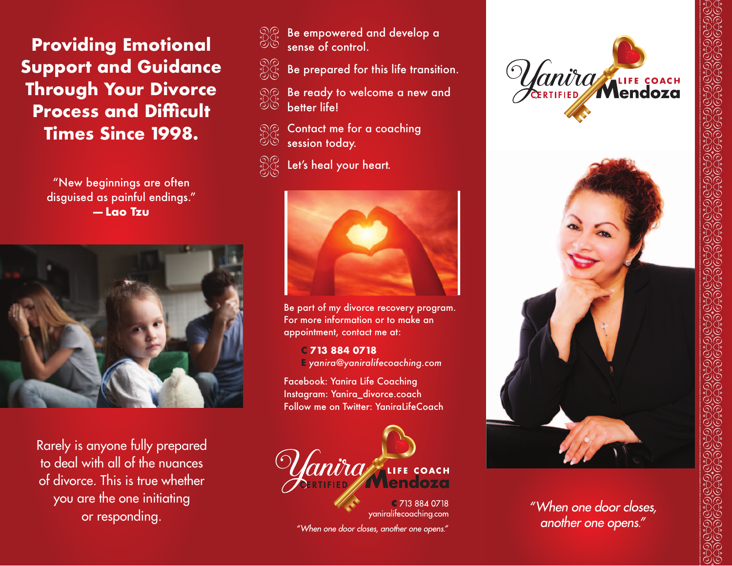# Providing Emotional Support and Guidance Through Your Divorce Process and Difficult Times Since 1998.

"New beginnings are often disguised as painful endings."
**— Lao Tzu**

Rarely is anyone fully prepared to deal with all of the nuances of divorce. This is true whether you are the one initiating or responding.

- Be empowered and develop a sense of control.
- Be prepared for this life transition.
- Be ready to welcome a new and better life!
- Contact me for a coaching session today.
- Let's heal your heart.

Be part of my divorce recovery program. For more information or to make an appointment, contact me at:

**C 713 884 0718**
E *yanira@yaniralifecoaching.com*

Facebook: Yanira Life Coaching
Instagram: Yanira_divorce.coach
Follow me on Twitter: YaniraLifeCoach

Yanira Mendoza
CERTIFIED LIFE COACH

C 713 884 0718
yaniralifecoaching.com

*"When one door closes, another one opens."*

Yanira Mendoza
CERTIFIED LIFE COACH

*"When one door closes, another one opens."*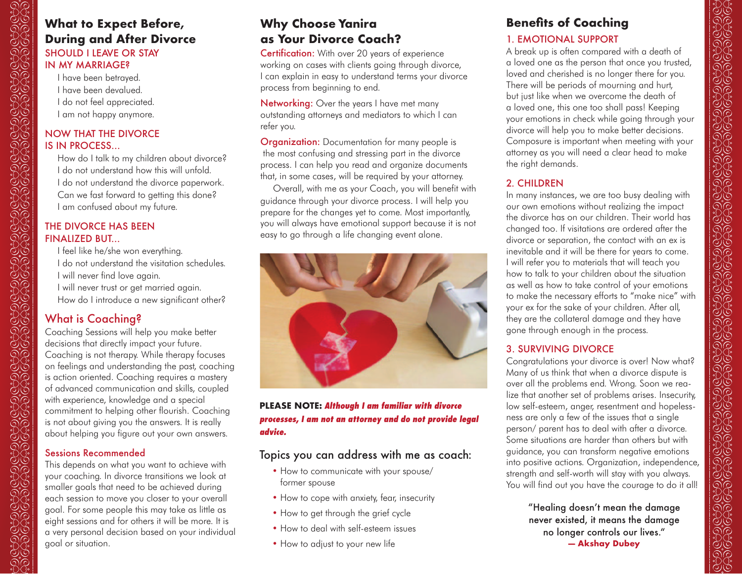## What to Expect Before, During and After Divorce

### SHOULD I LEAVE OR STAY IN MY MARRIAGE?

I have been betrayed.
I have been devalued.
I do not feel appreciated.
I am not happy anymore.

### NOW THAT THE DIVORCE IS IN PROCESS...

How do I talk to my children about divorce?
I do not understand how this will unfold.
I do not understand the divorce paperwork.
Can we fast forward to getting this done?
I am confused about my future.

### THE DIVORCE HAS BEEN FINALIZED BUT...

I feel like he/she won everything.
I do not understand the visitation schedules.
I will never find love again.
I will never trust or get married again.
How do I introduce a new significant other?

## What is Coaching?

Coaching Sessions will help you make better decisions that directly impact your future. Coaching is not therapy. While therapy focuses on feelings and understanding the past, coaching is action oriented. Coaching requires a mastery of advanced communication and skills, coupled with experience, knowledge and a special commitment to helping other flourish. Coaching is not about giving you the answers. It is really about helping you figure out your own answers.

### Sessions Recommended

This depends on what you want to achieve with your coaching. In divorce transitions we look at smaller goals that need to be achieved during each session to move you closer to your overall goal. For some people this may take as little as eight sessions and for others it will be more. It is a very personal decision based on your individual goal or situation.

## Why Choose Yanira as Your Divorce Coach?

**Certification:** With over 20 years of experience working on cases with clients going through divorce, I can explain in easy to understand terms your divorce process from beginning to end.

**Networking:** Over the years I have met many outstanding attorneys and mediators to which I can refer you.

**Organization:** Documentation for many people is the most confusing and stressing part in the divorce process. I can help you read and organize documents that, in some cases, will be required by your attorney.

Overall, with me as your Coach, you will benefit with guidance through your divorce process. I will help you prepare for the changes yet to come. Most importantly, you will always have emotional support because it is not easy to go through a life changing event alone.

**PLEASE NOTE:** ***Although I am familiar with divorce processes, I am not an attorney and do not provide legal advice.***

### Topics you can address with me as coach:

- How to communicate with your spouse/ former spouse
- How to cope with anxiety, fear, insecurity
- How to get through the grief cycle
- How to deal with self-esteem issues
- How to adjust to your new life

## Benefits of Coaching

### 1. EMOTIONAL SUPPORT

A break up is often compared with a death of a loved one as the person that once you trusted, loved and cherished is no longer there for you. There will be periods of mourning and hurt, but just like when we overcome the death of a loved one, this one too shall pass! Keeping your emotions in check while going through your divorce will help you to make better decisions. Composure is important when meeting with your attorney as you will need a clear head to make the right demands.

### 2. CHILDREN

In many instances, we are too busy dealing with our own emotions without realizing the impact the divorce has on our children. Their world has changed too. If visitations are ordered after the divorce or separation, the contact with an ex is inevitable and it will be there for years to come. I will refer you to materials that will teach you how to talk to your children about the situation as well as how to take control of your emotions to make the necessary efforts to "make nice" with your ex for the sake of your children. After all, they are the collateral damage and they have gone through enough in the process.

### 3. SURVIVING DIVORCE

Congratulations your divorce is over! Now what? Many of us think that when a divorce dispute is over all the problems end. Wrong. Soon we realize that another set of problems arises. Insecurity, low self-esteem, anger, resentment and hopelessness are only a few of the issues that a single person/ parent has to deal with after a divorce. Some situations are harder than others but with guidance, you can transform negative emotions into positive actions. Organization, independence, strength and self-worth will stay with you always. You will find out you have the courage to do it all!

"Healing doesn't mean the damage never existed, it means the damage no longer controls our lives."
**— Akshay Dubey**